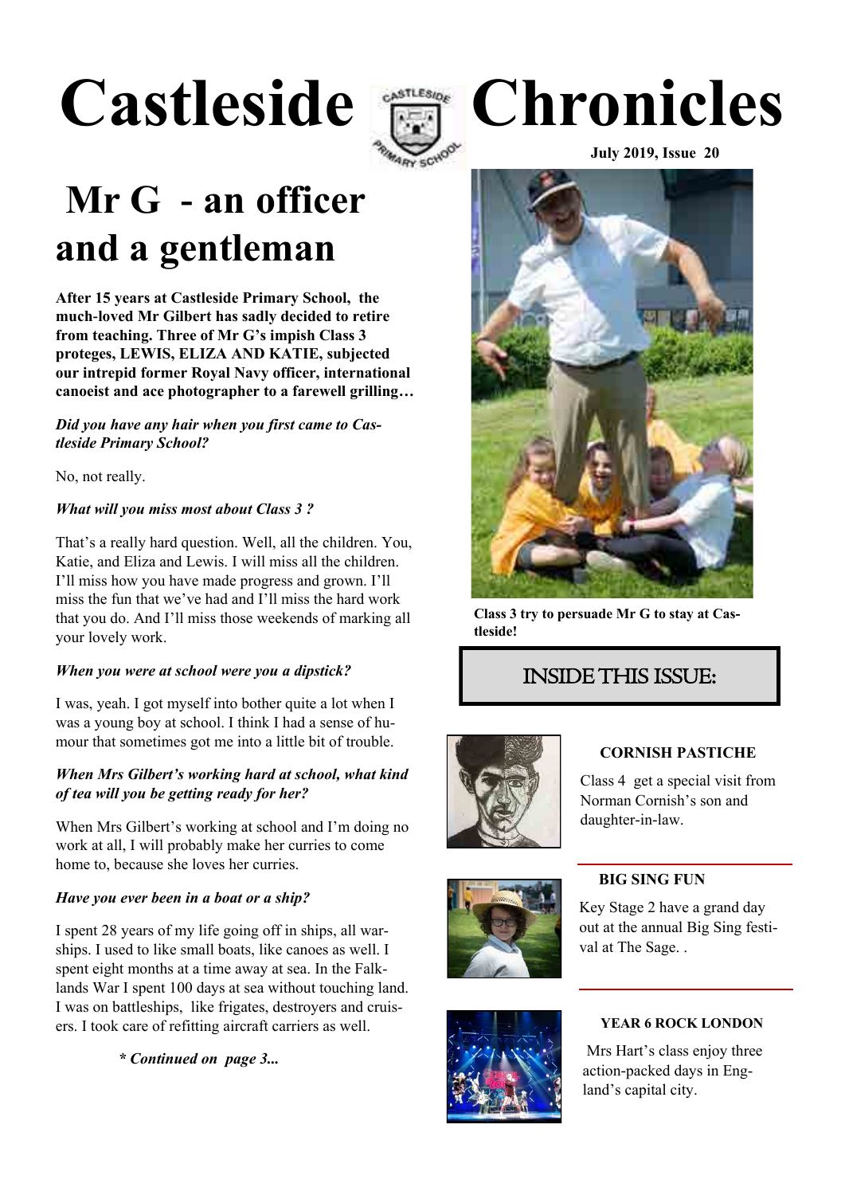# Castleside Chronicles

**July 2019, Issue 20**

## Mr G - an officer and a gentleman

**After 15 years at Castleside Primary School, the much-loved Mr Gilbert has sadly decided to retire from teaching. Three of Mr G's impish Class 3 proteges, LEWIS, ELIZA AND KATIE, subjected our intrepid former Royal Navy officer, international canoeist and ace photographer to a farewell grilling…**

***Did you have any hair when you first came to Castleside Primary School?***

No, not really.

***What will you miss most about Class 3 ?***

That's a really hard question. Well, all the children. You, Katie, and Eliza and Lewis. I will miss all the children. I'll miss how you have made progress and grown. I'll miss the fun that we've had and I'll miss the hard work that you do. And I'll miss those weekends of marking all your lovely work.

***When you were at school were you a dipstick?***

I was, yeah. I got myself into bother quite a lot when I was a young boy at school. I think I had a sense of humour that sometimes got me into a little bit of trouble.

***When Mrs Gilbert's working hard at school, what kind of tea will you be getting ready for her?***

When Mrs Gilbert's working at school and I'm doing no work at all, I will probably make her curries to come home to, because she loves her curries.

***Have you ever been in a boat or a ship?***

I spent 28 years of my life going off in ships, all warships. I used to like small boats, like canoes as well. I spent eight months at a time away at sea. In the Falklands War I spent 100 days at sea without touching land. I was on battleships, like frigates, destroyers and cruisers. I took care of refitting aircraft carriers as well.

***\* Continued on page 3...***

**Class 3 try to persuade Mr G to stay at Castleside!**

## INSIDE THIS ISSUE:

**CORNISH PASTICHE**

Class 4 get a special visit from Norman Cornish's son and daughter-in-law.

**BIG SING FUN**

Key Stage 2 have a grand day out at the annual Big Sing festival at The Sage. .

**YEAR 6 ROCK LONDON**

Mrs Hart's class enjoy three action-packed days in England's capital city.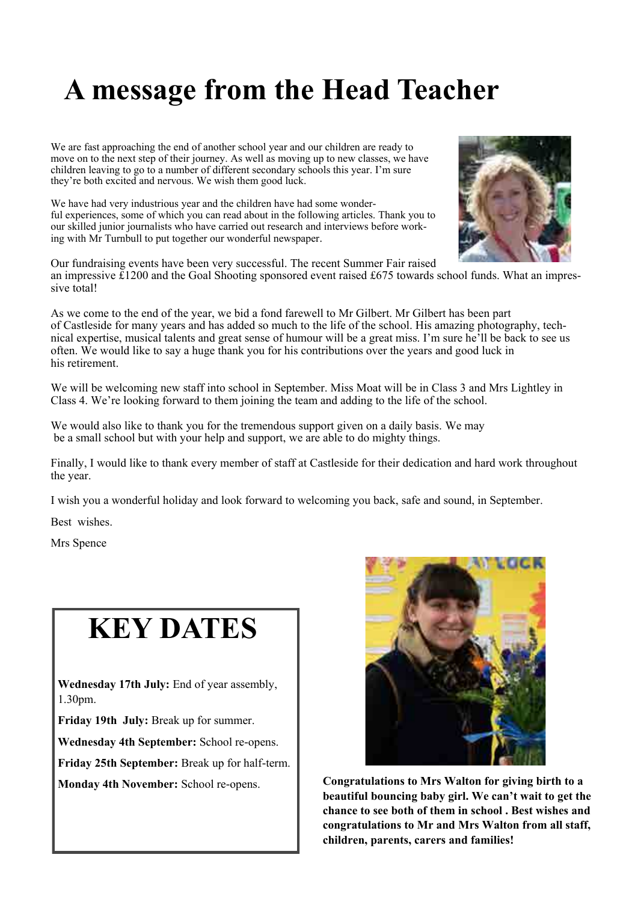# A message from the Head Teacher

We are fast approaching the end of another school year and our children are ready to move on to the next step of their journey. As well as moving up to new classes, we have children leaving to go to a number of different secondary schools this year. I'm sure they're both excited and nervous. We wish them good luck.

We have had very industrious year and the children have had some wonderful experiences, some of which you can read about in the following articles. Thank you to our skilled junior journalists who have carried out research and interviews before working with Mr Turnbull to put together our wonderful newspaper.

Our fundraising events have been very successful. The recent Summer Fair raised an impressive £1200 and the Goal Shooting sponsored event raised £675 towards school funds. What an impressive total!

As we come to the end of the year, we bid a fond farewell to Mr Gilbert. Mr Gilbert has been part of Castleside for many years and has added so much to the life of the school. His amazing photography, technical expertise, musical talents and great sense of humour will be a great miss. I'm sure he'll be back to see us often. We would like to say a huge thank you for his contributions over the years and good luck in his retirement.

We will be welcoming new staff into school in September. Miss Moat will be in Class 3 and Mrs Lightley in Class 4. We're looking forward to them joining the team and adding to the life of the school.

We would also like to thank you for the tremendous support given on a daily basis. We may be a small school but with your help and support, we are able to do mighty things.

Finally, I would like to thank every member of staff at Castleside for their dedication and hard work throughout the year.

I wish you a wonderful holiday and look forward to welcoming you back, safe and sound, in September.

Best wishes.

Mrs Spence

## KEY DATES

**Wednesday 17th July:** End of year assembly, 1.30pm.

**Friday 19th July:** Break up for summer.

**Wednesday 4th September:** School re-opens.

**Friday 25th September:** Break up for half-term.

**Monday 4th November:** School re-opens.

**Congratulations to Mrs Walton for giving birth to a beautiful bouncing baby girl. We can't wait to get the chance to see both of them in school . Best wishes and congratulations to Mr and Mrs Walton from all staff, children, parents, carers and families!**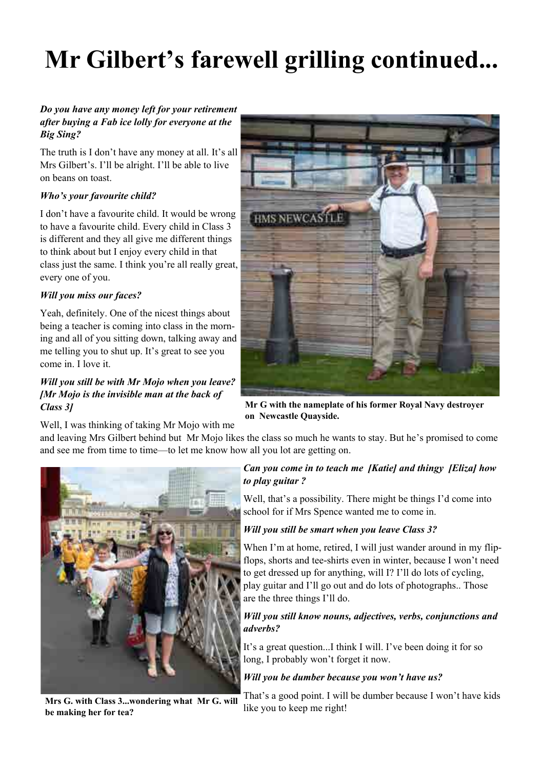# Mr Gilbert's farewell grilling continued...

***Do you have any money left for your retirement after buying a Fab ice lolly for everyone at the Big Sing?***

The truth is I don't have any money at all. It's all Mrs Gilbert's. I'll be alright. I'll be able to live on beans on toast.

***Who's your favourite child?***

I don't have a favourite child. It would be wrong to have a favourite child. Every child in Class 3 is different and they all give me different things to think about but I enjoy every child in that class just the same. I think you're all really great, every one of you.

***Will you miss our faces?***

Yeah, definitely. One of the nicest things about being a teacher is coming into class in the morning and all of you sitting down, talking away and me telling you to shut up. It's great to see you come in. I love it.

***Will you still be with Mr Mojo when you leave? [Mr Mojo is the invisible man at the back of Class 3]***

Well, I was thinking of taking Mr Mojo with me and leaving Mrs Gilbert behind but Mr Mojo likes the class so much he wants to stay. But he's promised to come and see me from time to time—to let me know how all you lot are getting on.

**Mr G with the nameplate of his former Royal Navy destroyer on Newcastle Quayside.**

***Can you come in to teach me [Katie] and thingy [Eliza] how to play guitar ?***

Well, that's a possibility. There might be things I'd come into school for if Mrs Spence wanted me to come in.

***Will you still be smart when you leave Class 3?***

When I'm at home, retired, I will just wander around in my flip-flops, shorts and tee-shirts even in winter, because I won't need to get dressed up for anything, will I? I'll do lots of cycling, play guitar and I'll go out and do lots of photographs.. Those are the three things I'll do.

***Will you still know nouns, adjectives, verbs, conjunctions and adverbs?***

It's a great question...I think I will. I've been doing it for so long, I probably won't forget it now.

***Will you be dumber because you won't have us?***

That's a good point. I will be dumber because I won't have kids like you to keep me right!

**Mrs G. with Class 3...wondering what Mr G. will be making her for tea?**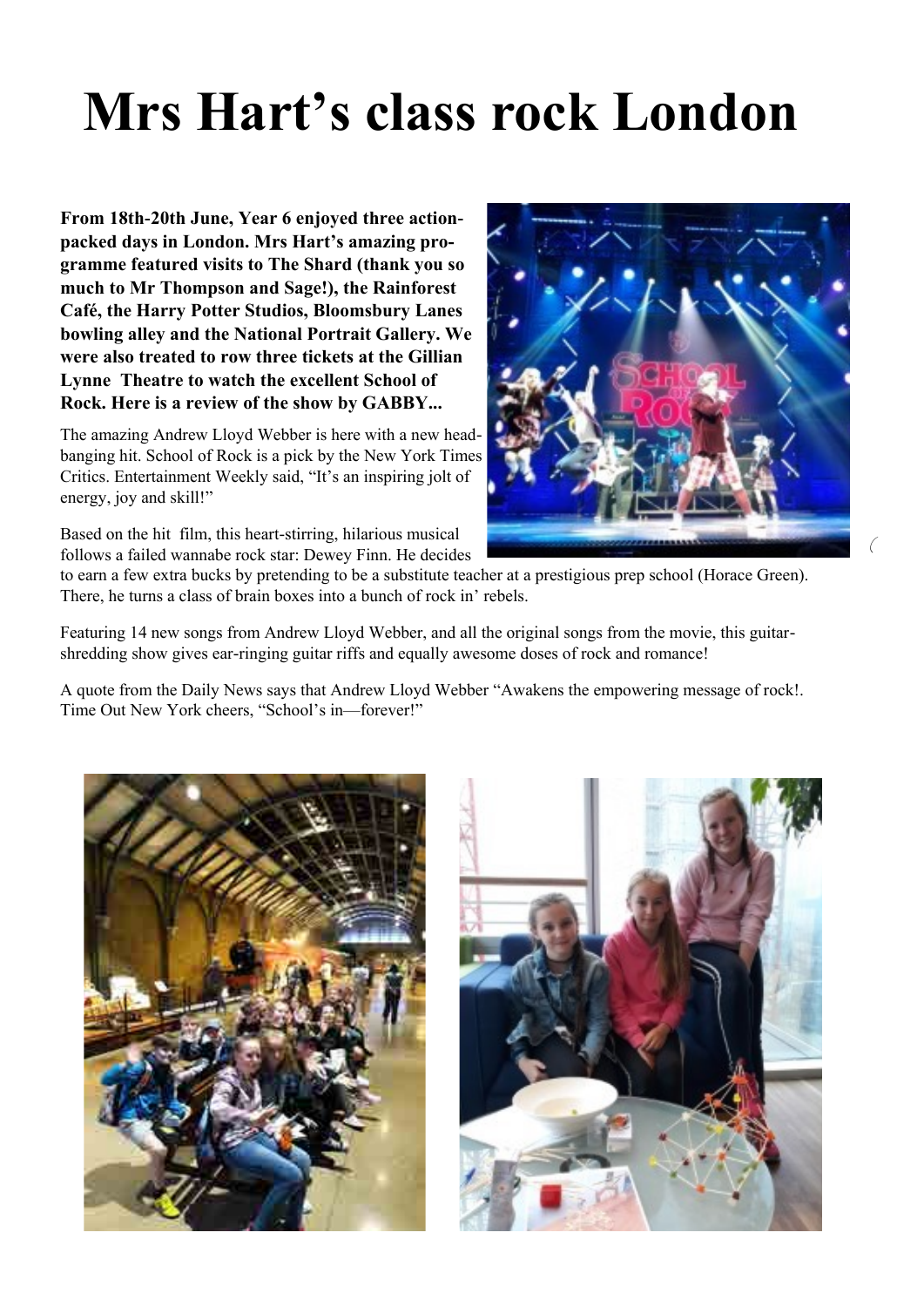# Mrs Hart's class rock London

**From 18th-20th June, Year 6 enjoyed three action-packed days in London. Mrs Hart's amazing programme featured visits to The Shard (thank you so much to Mr Thompson and Sage!), the Rainforest Café, the Harry Potter Studios, Bloomsbury Lanes bowling alley and the National Portrait Gallery. We were also treated to row three tickets at the Gillian Lynne Theatre to watch the excellent School of Rock. Here is a review of the show by GABBY...**

The amazing Andrew Lloyd Webber is here with a new head-banging hit. School of Rock is a pick by the New York Times Critics. Entertainment Weekly said, "It's an inspiring jolt of energy, joy and skill!"

Based on the hit film, this heart-stirring, hilarious musical follows a failed wannabe rock star: Dewey Finn. He decides to earn a few extra bucks by pretending to be a substitute teacher at a prestigious prep school (Horace Green). There, he turns a class of brain boxes into a bunch of rock in' rebels.

Featuring 14 new songs from Andrew Lloyd Webber, and all the original songs from the movie, this guitar-shredding show gives ear-ringing guitar riffs and equally awesome doses of rock and romance!

A quote from the Daily News says that Andrew Lloyd Webber "Awakens the empowering message of rock!. Time Out New York cheers, "School's in—forever!"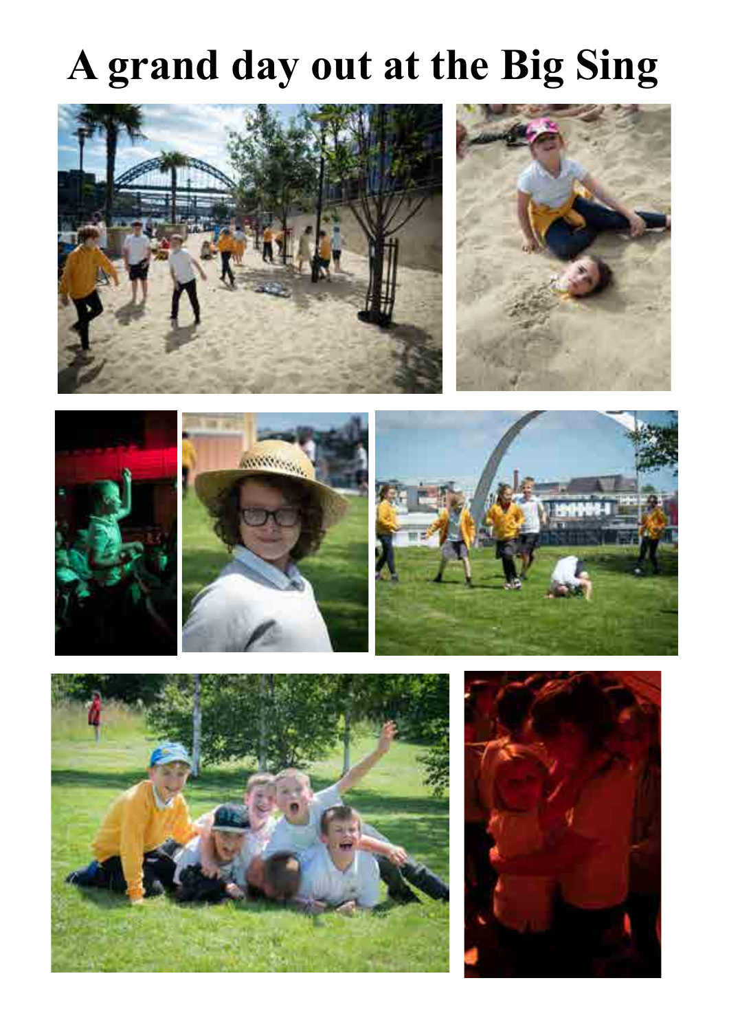# A grand day out at the Big Sing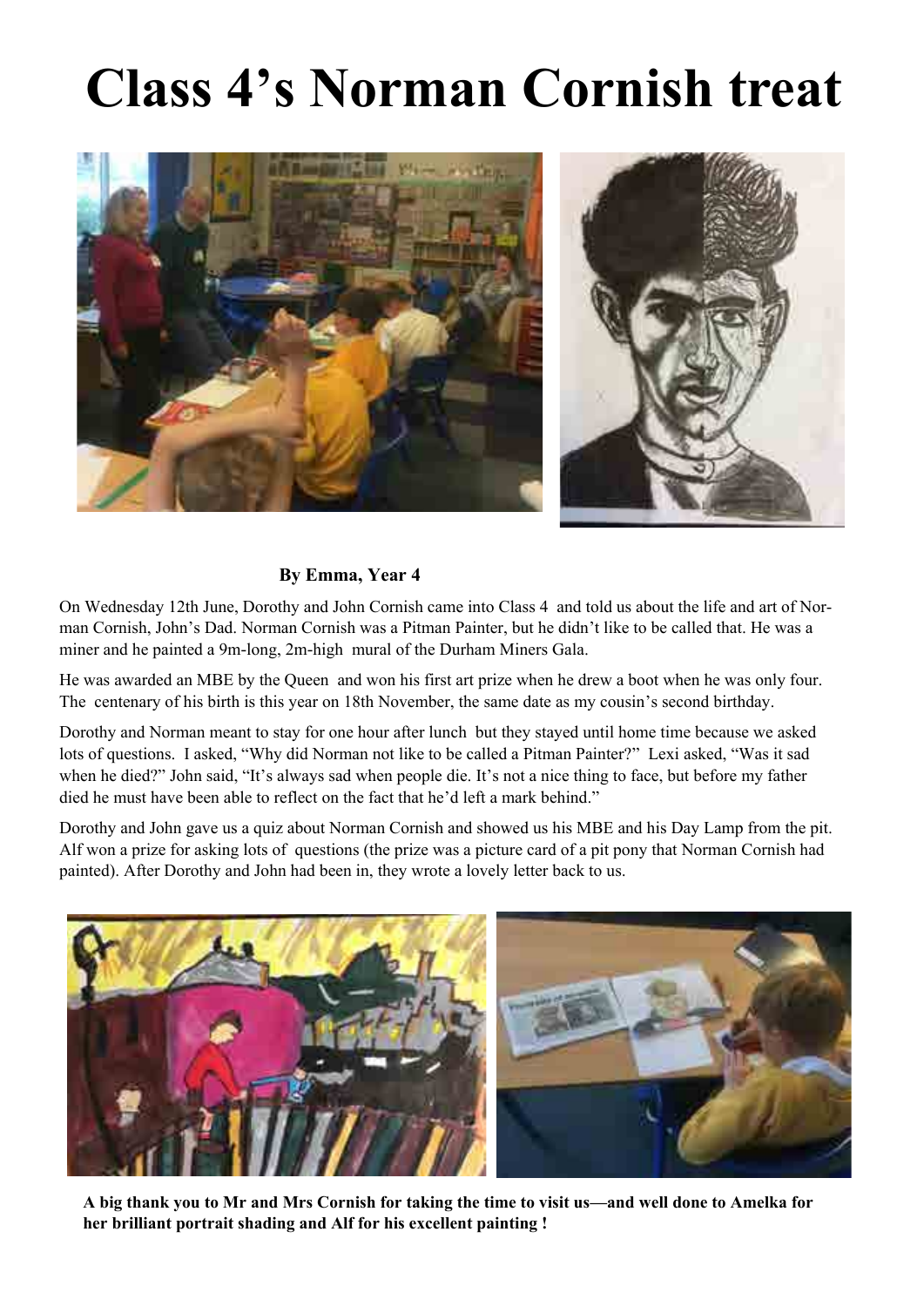# Class 4's Norman Cornish treat

**By Emma, Year 4**

On Wednesday 12th June, Dorothy and John Cornish came into Class 4 and told us about the life and art of Norman Cornish, John's Dad. Norman Cornish was a Pitman Painter, but he didn't like to be called that. He was a miner and he painted a 9m-long, 2m-high mural of the Durham Miners Gala.

He was awarded an MBE by the Queen and won his first art prize when he drew a boot when he was only four. The centenary of his birth is this year on 18th November, the same date as my cousin's second birthday.

Dorothy and Norman meant to stay for one hour after lunch but they stayed until home time because we asked lots of questions. I asked, "Why did Norman not like to be called a Pitman Painter?" Lexi asked, "Was it sad when he died?" John said, "It's always sad when people die. It's not a nice thing to face, but before my father died he must have been able to reflect on the fact that he'd left a mark behind."

Dorothy and John gave us a quiz about Norman Cornish and showed us his MBE and his Day Lamp from the pit. Alf won a prize for asking lots of questions (the prize was a picture card of a pit pony that Norman Cornish had painted). After Dorothy and John had been in, they wrote a lovely letter back to us.

**A big thank you to Mr and Mrs Cornish for taking the time to visit us—and well done to Amelka for her brilliant portrait shading and Alf for his excellent painting !**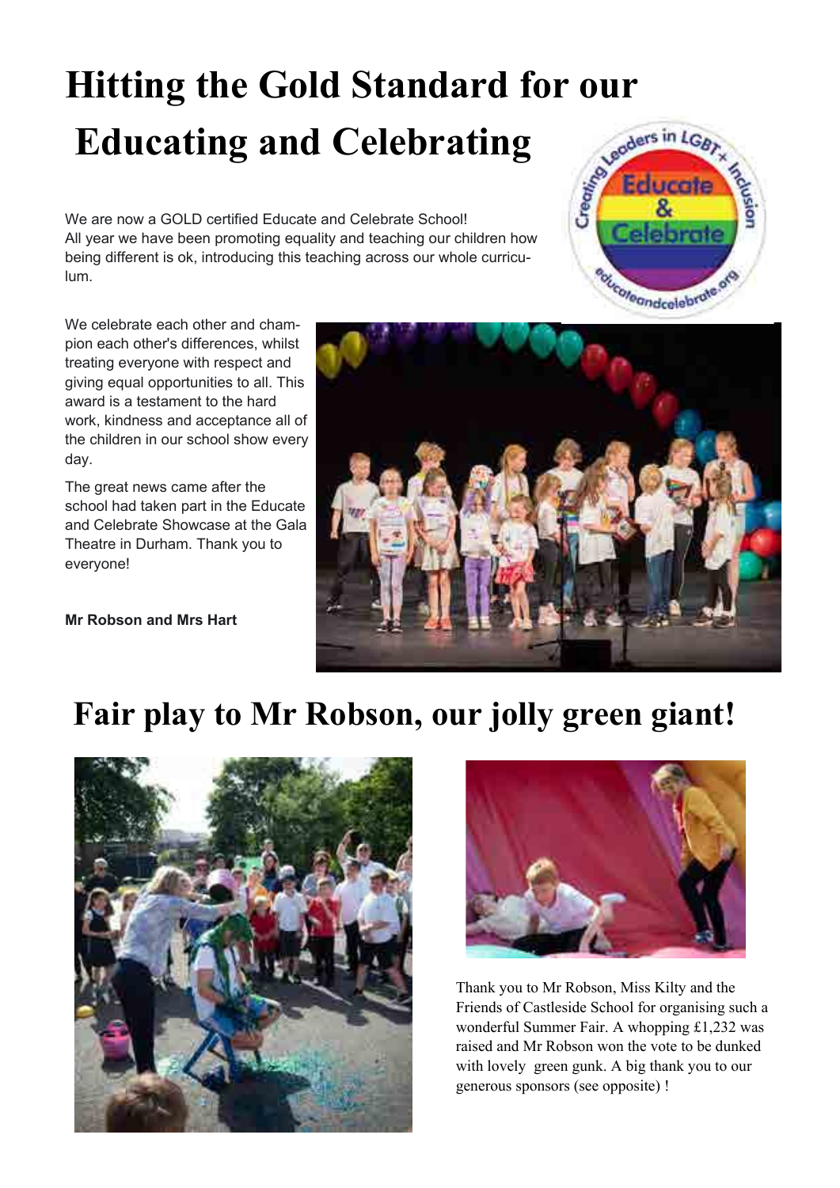# Hitting the Gold Standard for our Educating and Celebrating

We are now a GOLD certified Educate and Celebrate School!
All year we have been promoting equality and teaching our children how being different is ok, introducing this teaching across our whole curriculum.

We celebrate each other and champion each other's differences, whilst treating everyone with respect and giving equal opportunities to all. This award is a testament to the hard work, kindness and acceptance all of the children in our school show every day.

The great news came after the school had taken part in the Educate and Celebrate Showcase at the Gala Theatre in Durham. Thank you to everyone!

**Mr Robson and Mrs Hart**

# Fair play to Mr Robson, our jolly green giant!

Thank you to Mr Robson, Miss Kilty and the Friends of Castleside School for organising such a wonderful Summer Fair. A whopping £1,232 was raised and Mr Robson won the vote to be dunked with lovely green gunk. A big thank you to our generous sponsors (see opposite) !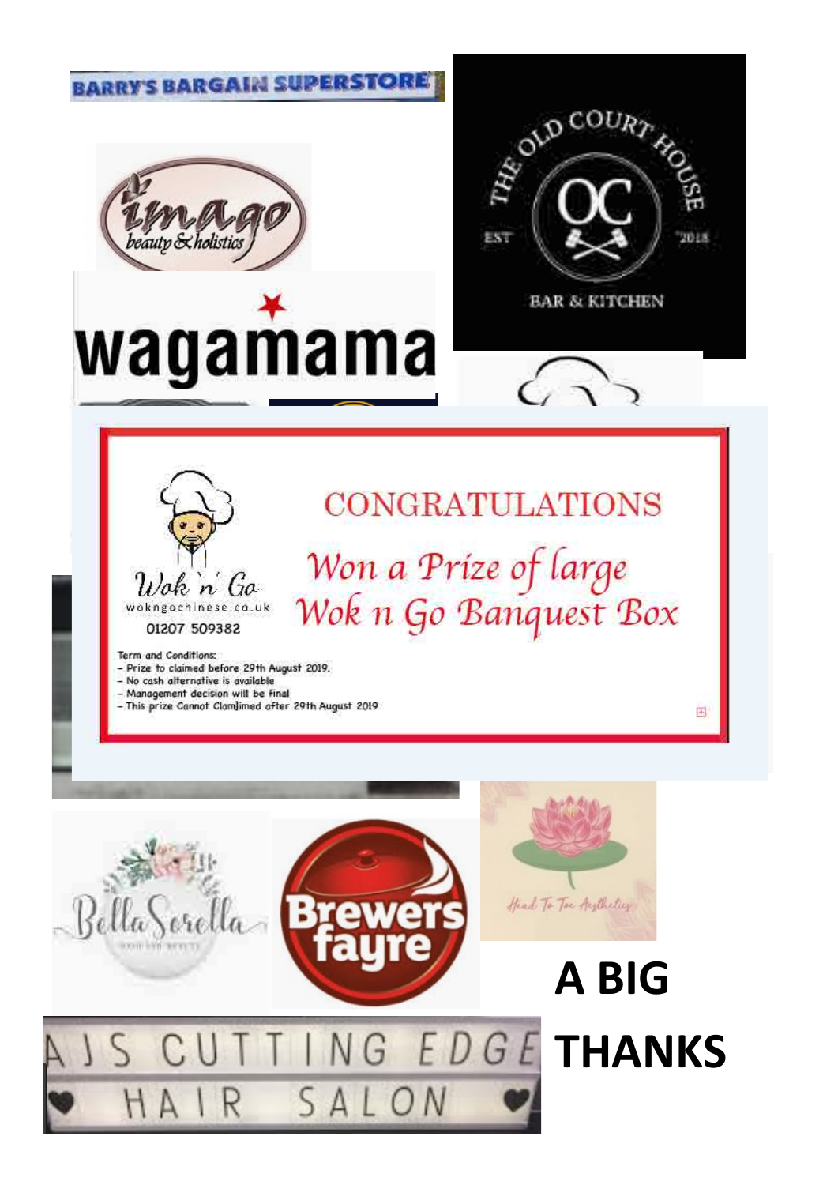BARRY'S BARGAIN SUPERSTORE

imago beauty & holistics

THE OLD COURT HOUSE EST 2018 OC BAR & KITCHEN

wagamama

Wok 'n' Go
wokngochinese.co.uk
01207 509382

CONGRATULATIONS

Won a Prize of large Wok n Go Banquest Box

Term and Conditions:
- Prize to claimed before 29th August 2019.
- No cash alternative is available
- Management decision will be final
- This prize Cannot Clam]imed after 29th August 2019

Bella Sorella

Brewers fayre

Head To Toe Aesthetics

AJS CUTTING EDGE HAIR SALON

**A BIG THANKS**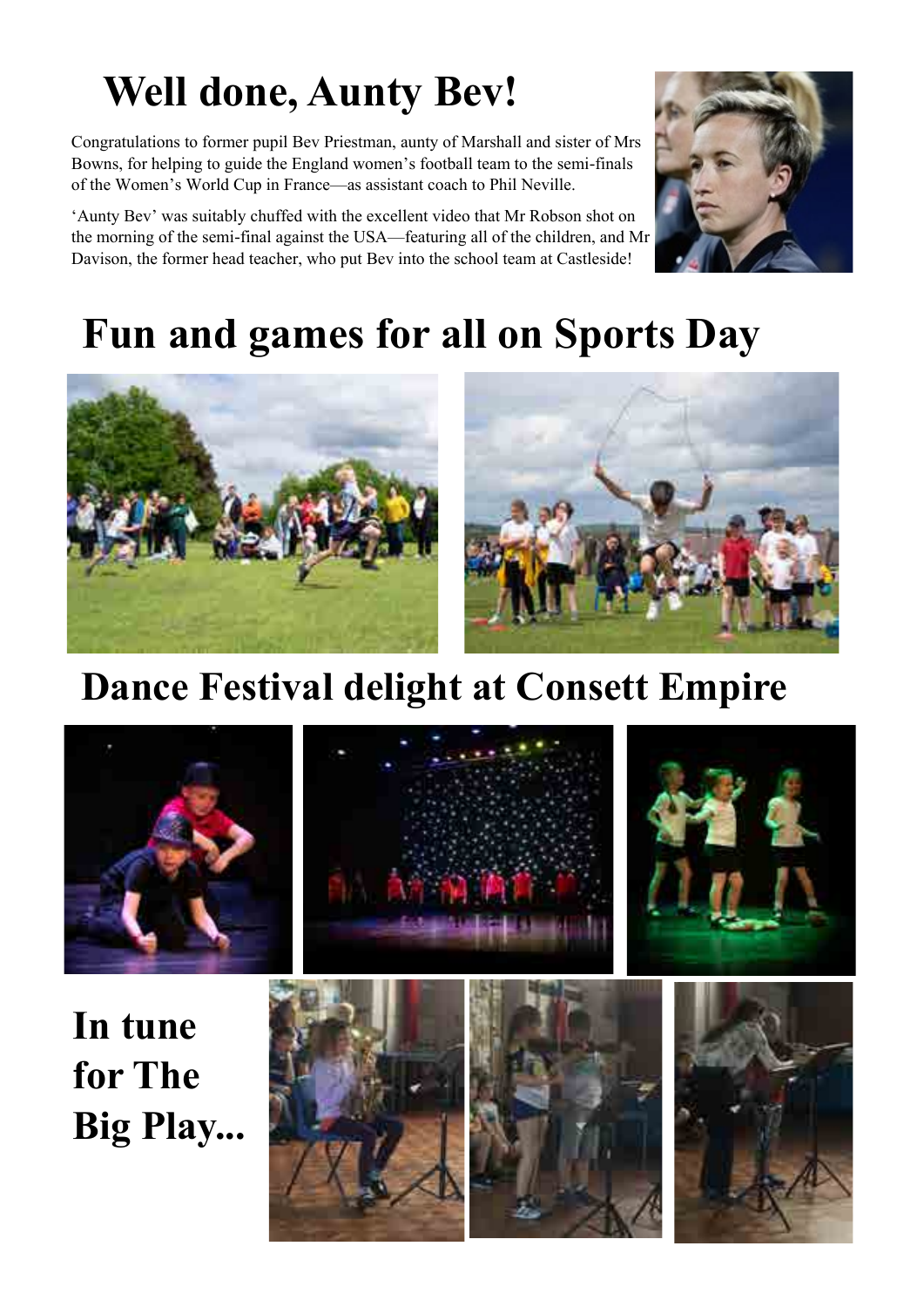# Well done, Aunty Bev!

Congratulations to former pupil Bev Priestman, aunty of Marshall and sister of Mrs Bowns, for helping to guide the England women's football team to the semi-finals of the Women's World Cup in France—as assistant coach to Phil Neville.

'Aunty Bev' was suitably chuffed with the excellent video that Mr Robson shot on the morning of the semi-final against the USA—featuring all of the children, and Mr Davison, the former head teacher, who put Bev into the school team at Castleside!

# Fun and games for all on Sports Day

# Dance Festival delight at Consett Empire

# In tune for The Big Play...